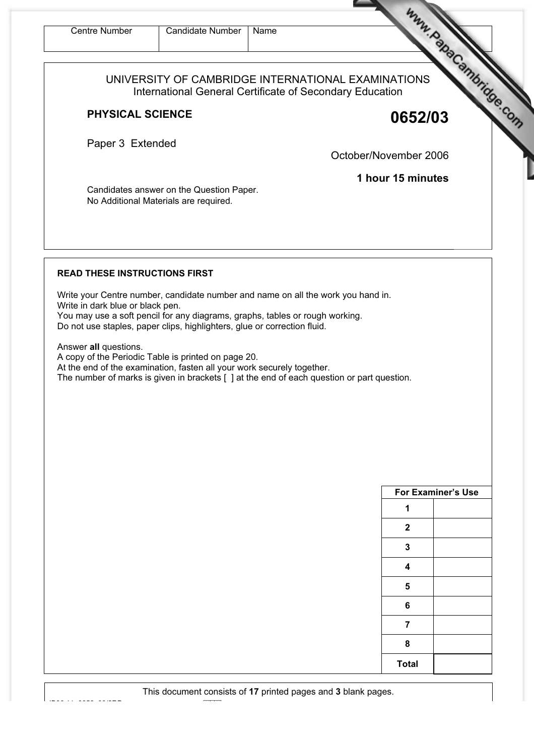| Centre Number | Candidate Number | Name |
| --- | --- | --- |
| | | |

UNIVERSITY OF CAMBRIDGE INTERNATIONAL EXAMINATIONS
International General Certificate of Secondary Education

**PHYSICAL SCIENCE** **0652/03**

Paper 3 Extended

October/November 2006

**1 hour 15 minutes**

Candidates answer on the Question Paper.
No Additional Materials are required.

**READ THESE INSTRUCTIONS FIRST**

Write your Centre number, candidate number and name on all the work you hand in.
Write in dark blue or black pen.
You may use a soft pencil for any diagrams, graphs, tables or rough working.
Do not use staples, paper clips, highlighters, glue or correction fluid.

Answer **all** questions.
A copy of the Periodic Table is printed on page 20.
At the end of the examination, fasten all your work securely together.
The number of marks is given in brackets [ ] at the end of each question or part question.

| For Examiner's Use | |
| --- | --- |
| 1 | |
| 2 | |
| 3 | |
| 4 | |
| 5 | |
| 6 | |
| 7 | |
| 8 | |
| Total | |

This document consists of **17** printed pages and **3** blank pages.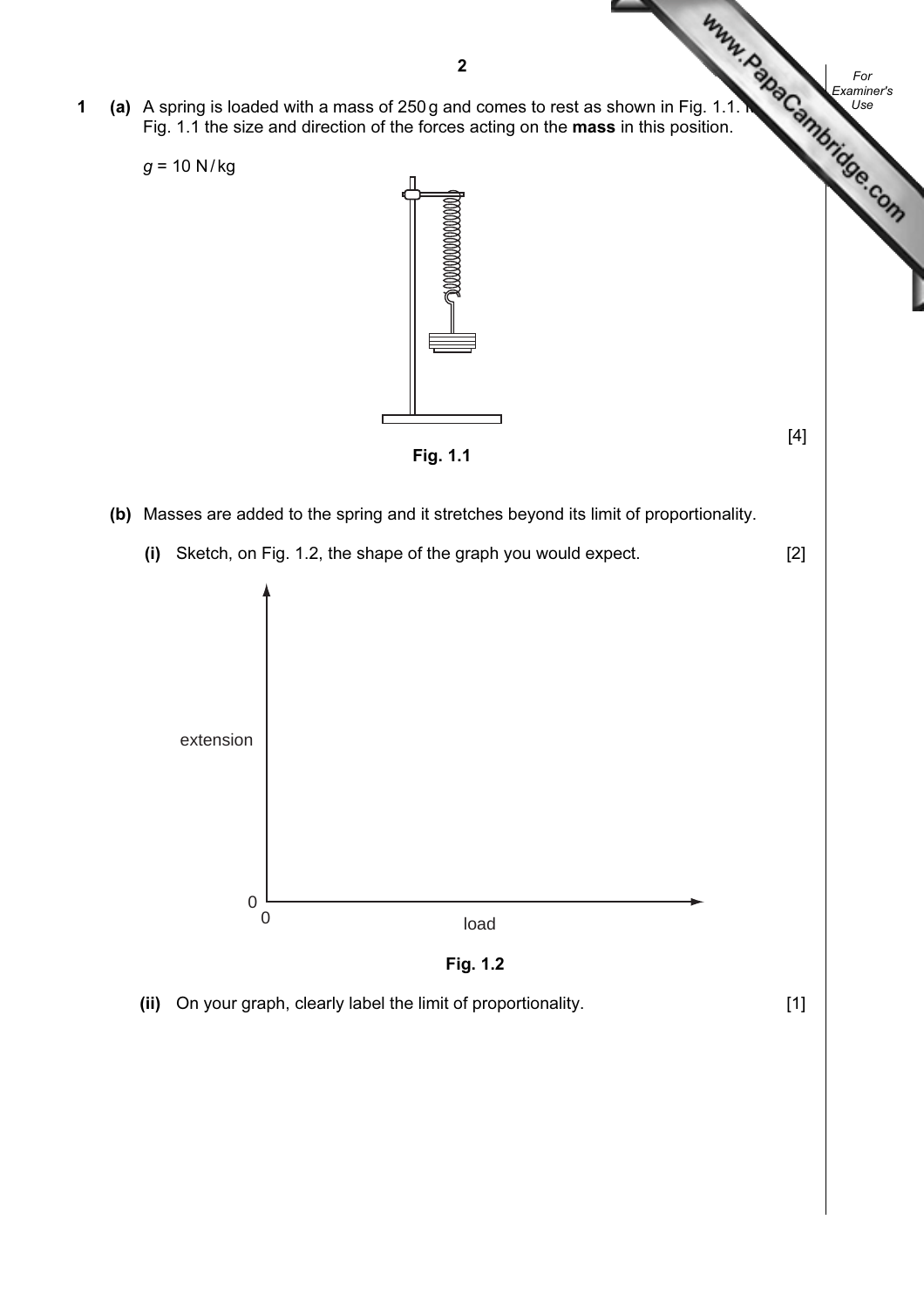**1 (a)** A spring is loaded with a mass of 250 g and comes to rest as shown in Fig. 1.1. In Fig. 1.1 the size and direction of the forces acting on the **mass** in this position.

$g$ = 10 N / kg

[4]

**Fig. 1.1**

**(b)** Masses are added to the spring and it stretches beyond its limit of proportionality.

**(i)** Sketch, on Fig. 1.2, the shape of the graph you would expect. [2]

extension

0

0 load

**Fig. 1.2**

**(ii)** On your graph, clearly label the limit of proportionality. [1]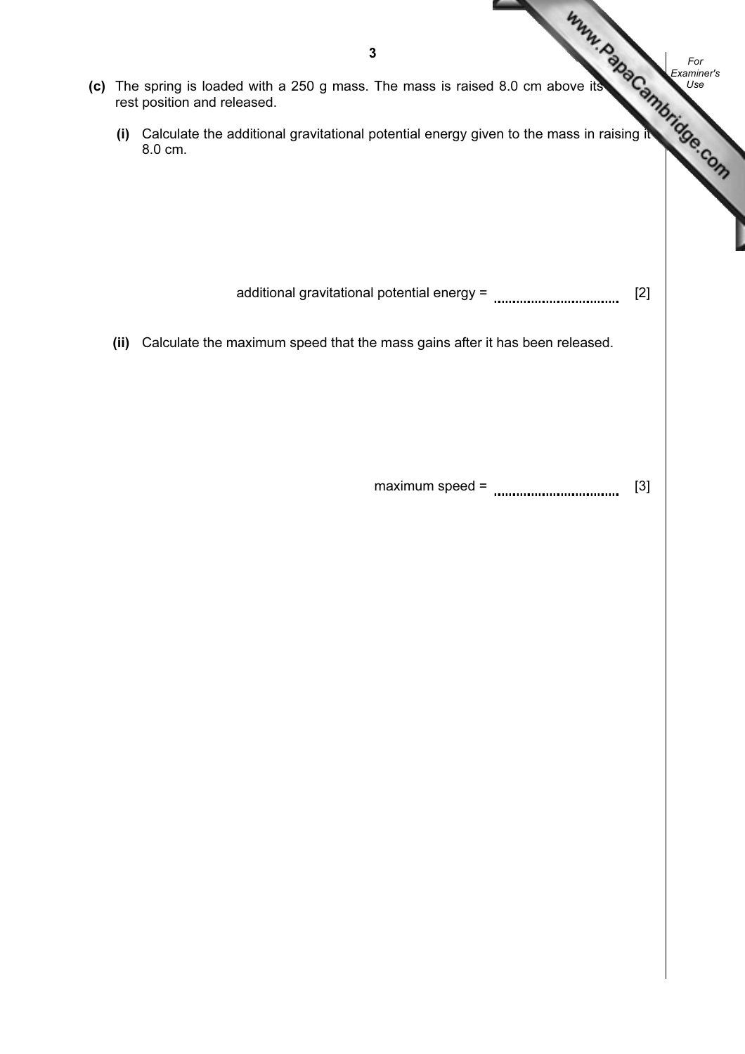**(c)** The spring is loaded with a 250 g mass. The mass is raised 8.0 cm above its rest position and released.

**(i)** Calculate the additional gravitational potential energy given to the mass in raising it 8.0 cm.

additional gravitational potential energy = .................................. [2]

**(ii)** Calculate the maximum speed that the mass gains after it has been released.

maximum speed = .................................. [3]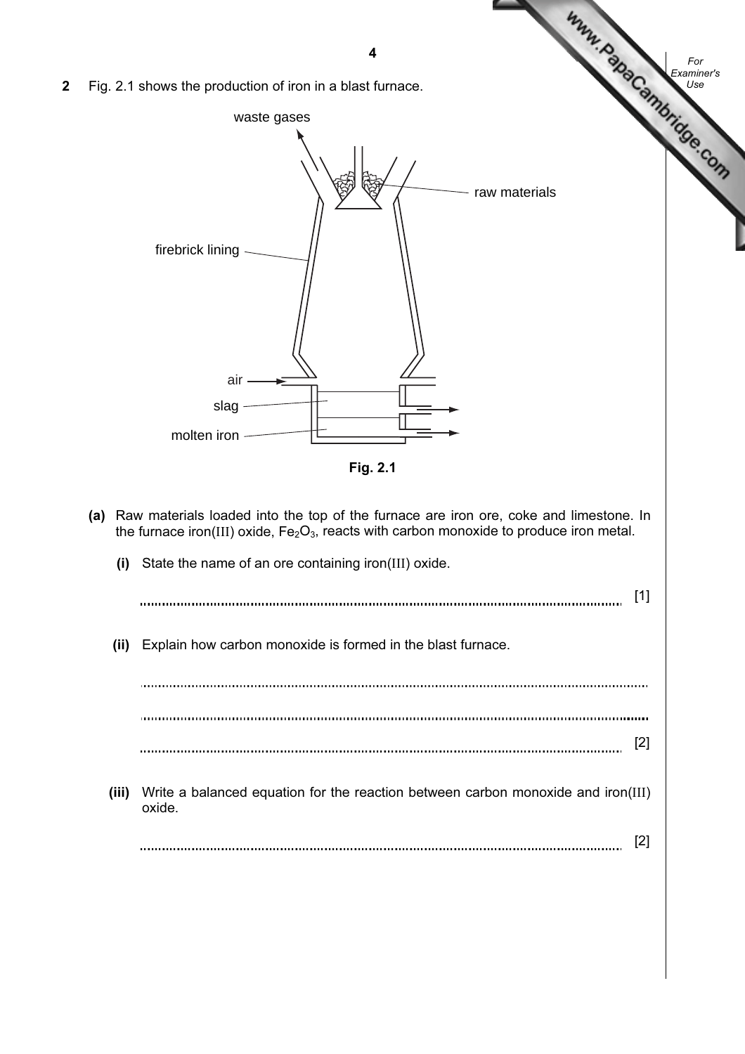**2** Fig. 2.1 shows the production of iron in a blast furnace.

waste gases

raw materials

firebrick lining

air

slag

molten iron

**Fig. 2.1**

**(a)** Raw materials loaded into the top of the furnace are iron ore, coke and limestone. In the furnace iron(III) oxide, $Fe_2O_3$, reacts with carbon monoxide to produce iron metal.

**(i)** State the name of an ore containing iron(III) oxide.

.......................................................................................................................................... [1]

**(ii)** Explain how carbon monoxide is formed in the blast furnace.

..........................................................................................................................................

..........................................................................................................................................

.......................................................................................................................................... [2]

**(iii)** Write a balanced equation for the reaction between carbon monoxide and iron(III) oxide.

.......................................................................................................................................... [2]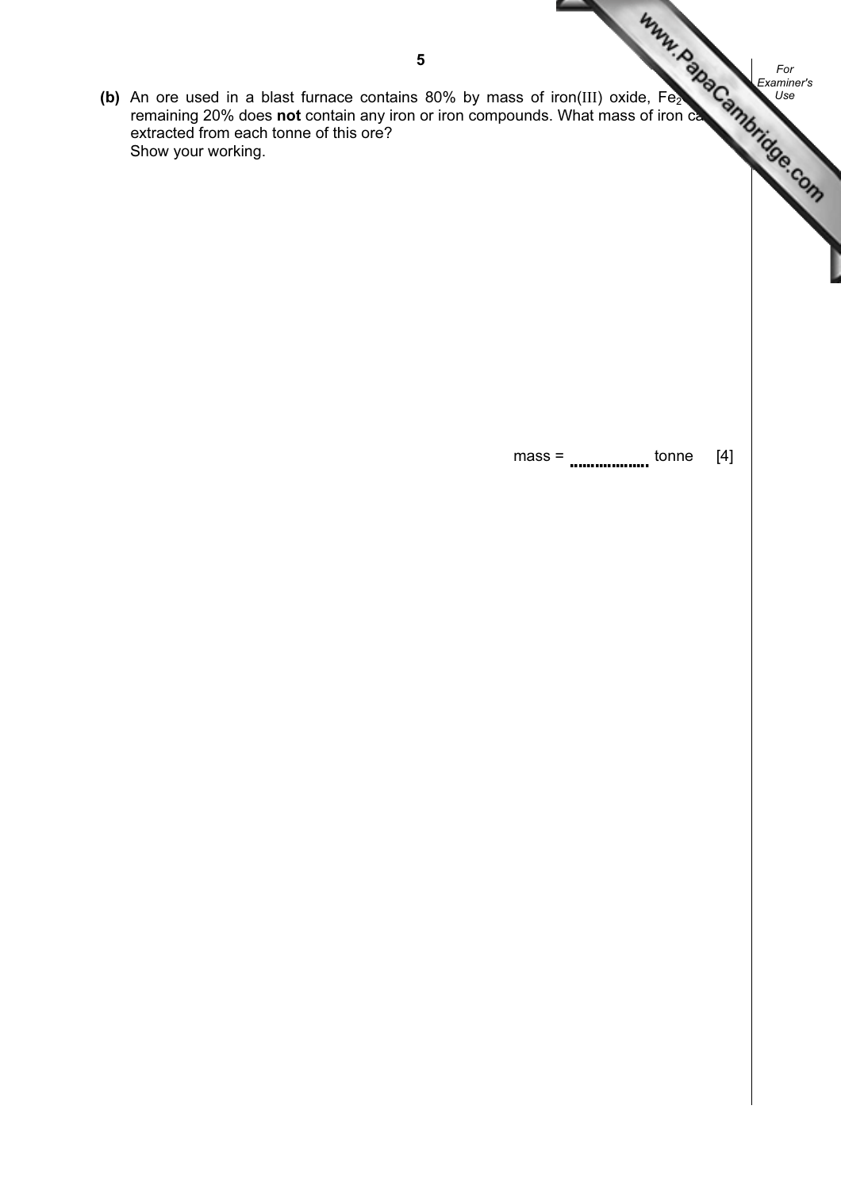**(b)** An ore used in a blast furnace contains 80% by mass of iron(III) oxide, $Fe_2$ remaining 20% does **not** contain any iron or iron compounds. What mass of iron ca extracted from each tonne of this ore?
Show your working.

mass = .................. tonne [4]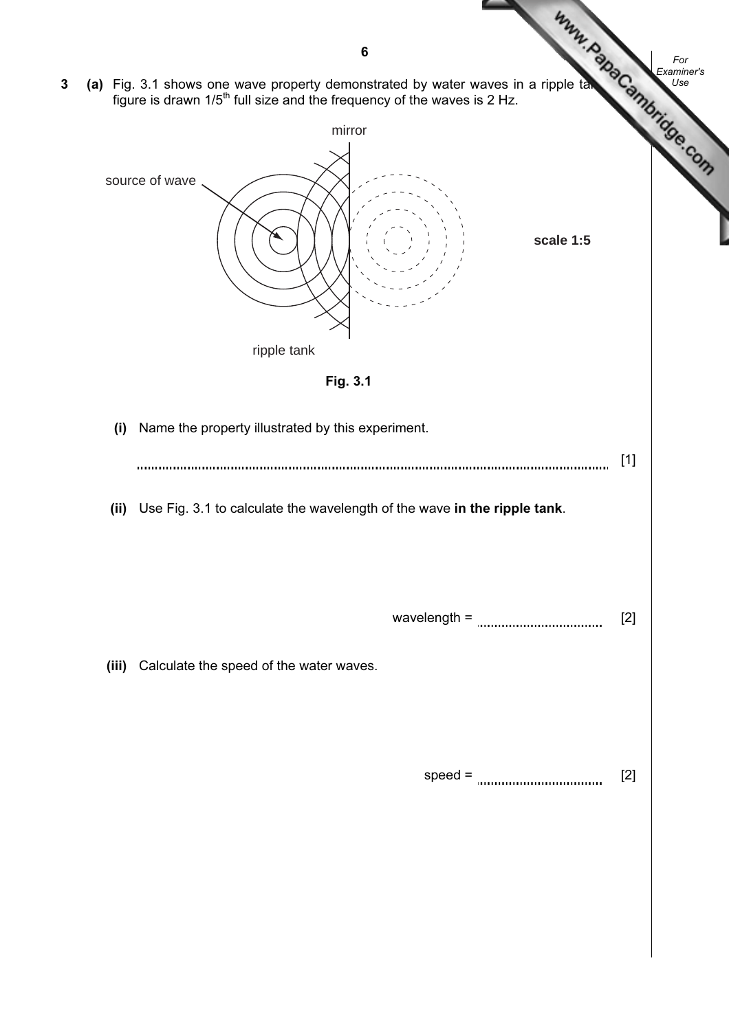**3 (a)** Fig. 3.1 shows one wave property demonstrated by water waves in a ripple tank. The figure is drawn 1/5th full size and the frequency of the waves is 2 Hz.

mirror

source of wave

scale 1:5

ripple tank

**Fig. 3.1**

**(i)** Name the property illustrated by this experiment.

.......................................................................................................................... [1]

**(ii)** Use Fig. 3.1 to calculate the wavelength of the wave **in the ripple tank**.

wavelength = .................................. [2]

**(iii)** Calculate the speed of the water waves.

speed = .................................. [2]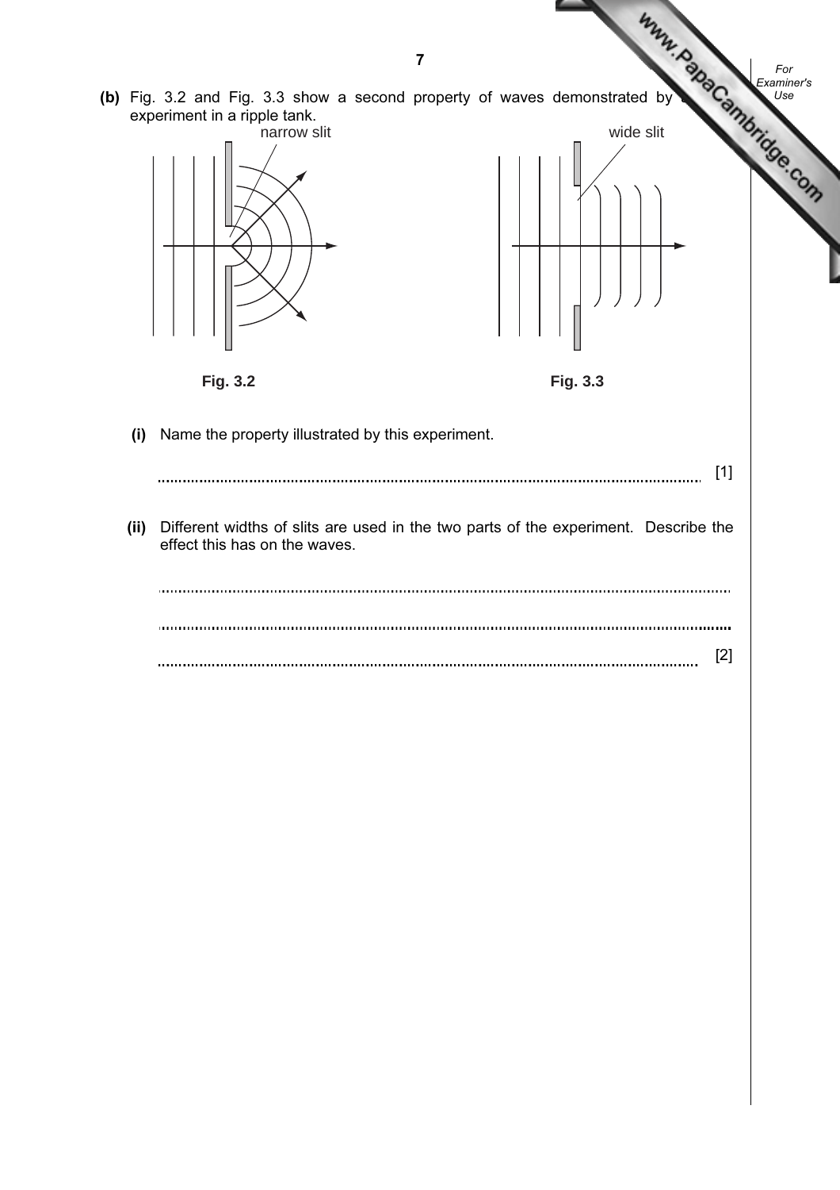**(b)** Fig. 3.2 and Fig. 3.3 show a second property of waves demonstrated by an experiment in a ripple tank.

narrow slit

wide slit

Fig. 3.2

Fig. 3.3

**(i)** Name the property illustrated by this experiment.

.......................................................................................................................................... [1]

**(ii)** Different widths of slits are used in the two parts of the experiment. Describe the effect this has on the waves.

..........................................................................................................................................

..........................................................................................................................................

.......................................................................................................................................... [2]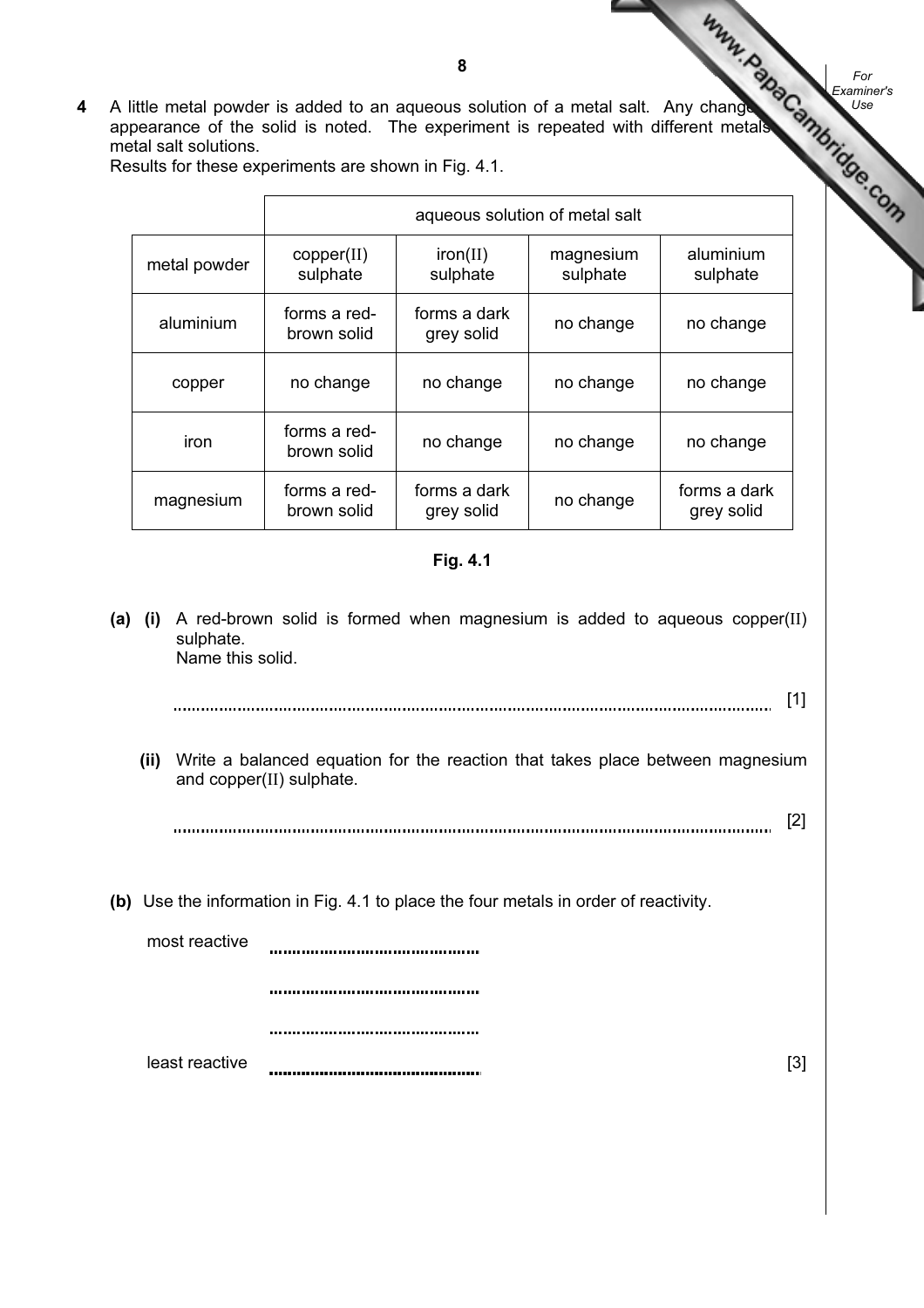**4** A little metal powder is added to an aqueous solution of a metal salt. Any change in appearance of the solid is noted. The experiment is repeated with different metals and metal salt solutions.
Results for these experiments are shown in Fig. 4.1.

| | aqueous solution of metal salt | | | |
|---|---|---|---|---|
| metal powder | copper(II) sulphate | iron(II) sulphate | magnesium sulphate | aluminium sulphate |
| aluminium | forms a red-brown solid | forms a dark grey solid | no change | no change |
| copper | no change | no change | no change | no change |
| iron | forms a red-brown solid | no change | no change | no change |
| magnesium | forms a red-brown solid | forms a dark grey solid | no change | forms a dark grey solid |

**Fig. 4.1**

**(a) (i)** A red-brown solid is formed when magnesium is added to aqueous copper(II) sulphate.
Name this solid.

.................................................................................................................................... [1]

**(ii)** Write a balanced equation for the reaction that takes place between magnesium and copper(II) sulphate.

.................................................................................................................................... [2]

**(b)** Use the information in Fig. 4.1 to place the four metals in order of reactivity.

most reactive ..............................................

..............................................

..............................................

least reactive .............................................. [3]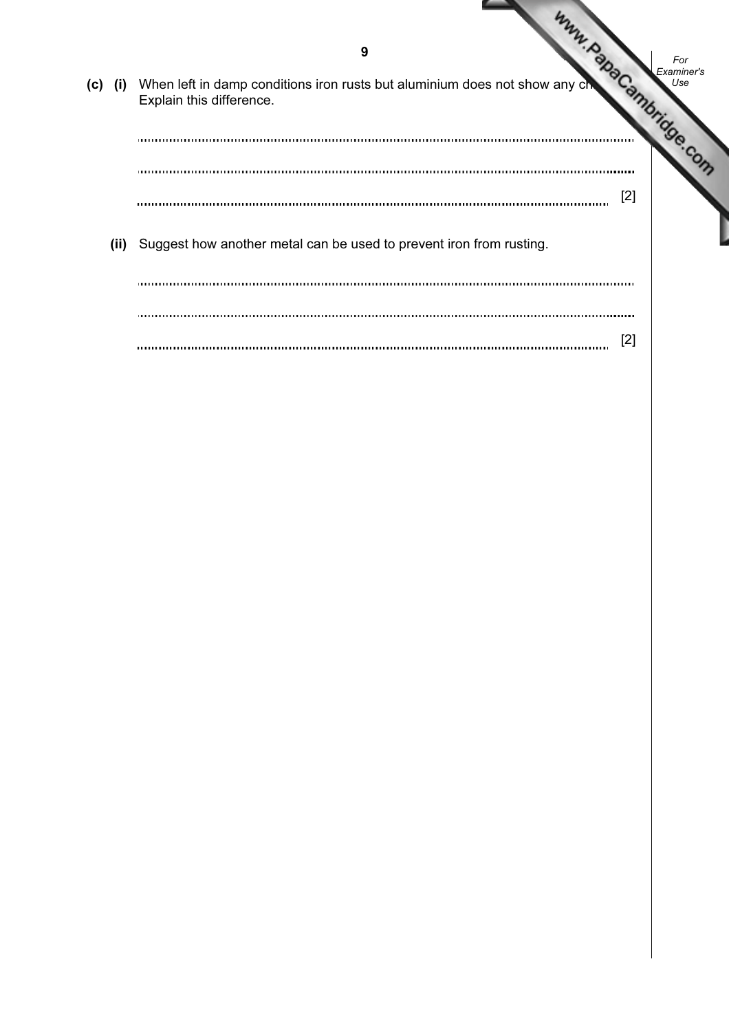(c) (i) When left in damp conditions iron rusts but aluminium does not show any ch
Explain this difference.

..........................................................................................................................................

..........................................................................................................................................

.......................................................................................................................................... [2]

(ii) Suggest how another metal can be used to prevent iron from rusting.

..........................................................................................................................................

..........................................................................................................................................

.......................................................................................................................................... [2]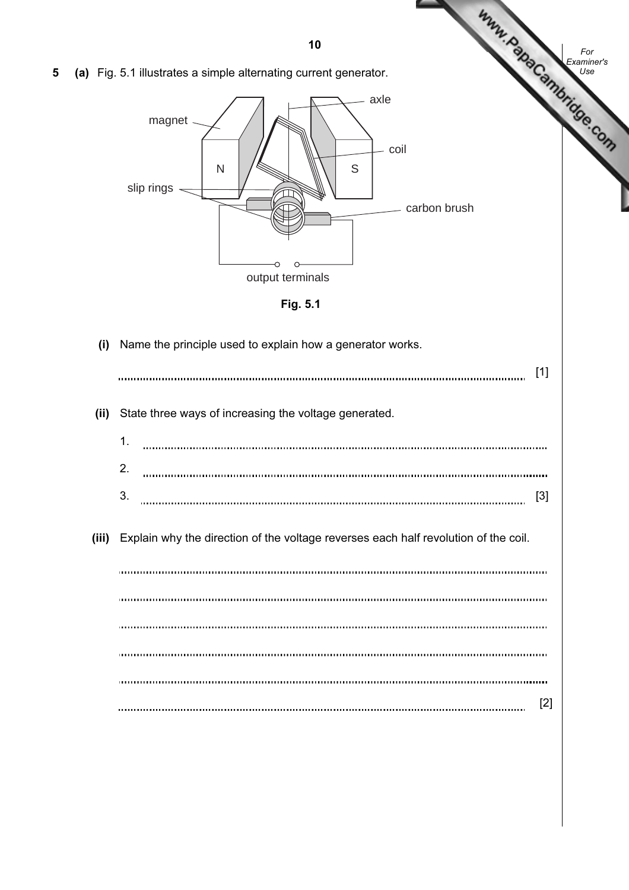**5 (a)** Fig. 5.1 illustrates a simple alternating current generator.

Fig. 5.1

**(i)** Name the principle used to explain how a generator works.

.......................................................................................................................... [1]

**(ii)** State three ways of increasing the voltage generated.

1. ..........................................................................................................................

2. ..........................................................................................................................

3. .......................................................................................................................... [3]

**(iii)** Explain why the direction of the voltage reverses each half revolution of the coil.

..........................................................................................................................

..........................................................................................................................

..........................................................................................................................

..........................................................................................................................

..........................................................................................................................

.......................................................................................................................... [2]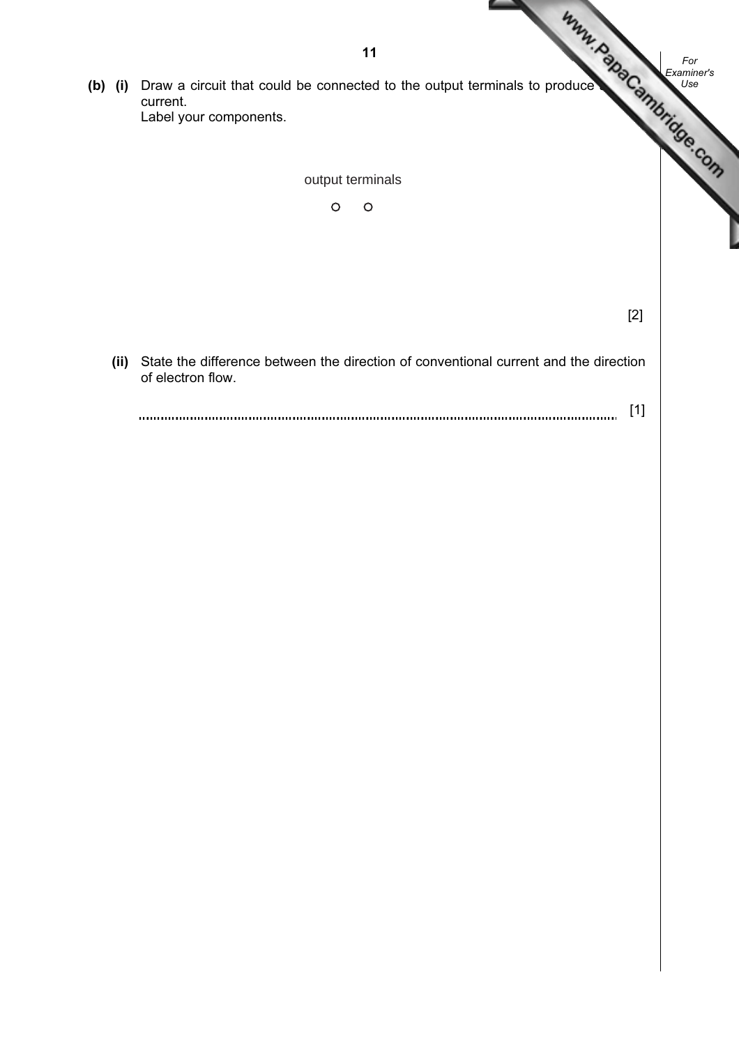**(b) (i)** Draw a circuit that could be connected to the output terminals to produce a current.
Label your components.

output terminals

○ ○

[2]

**(ii)** State the difference between the direction of conventional current and the direction of electron flow.

.................................................................................................................................... [1]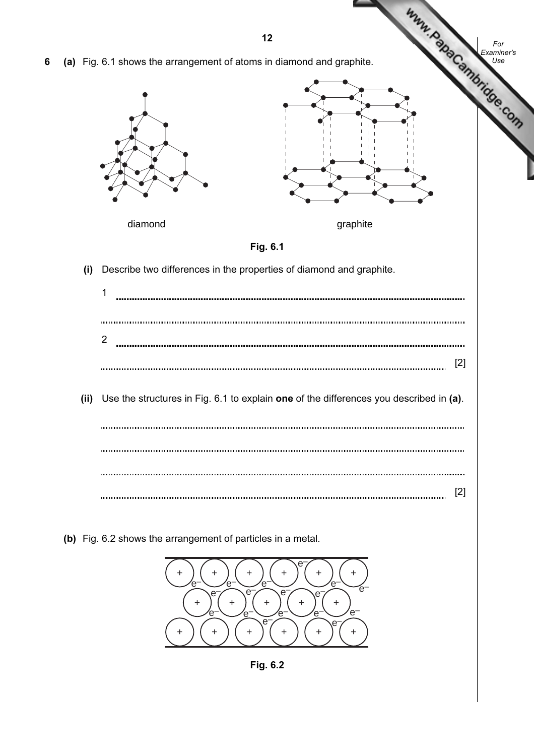**6** **(a)** Fig. 6.1 shows the arrangement of atoms in diamond and graphite.

diamond graphite

**Fig. 6.1**

**(i)** Describe two differences in the properties of diamond and graphite.

1 ..........................................................................................................................

..........................................................................................................................

2 ..........................................................................................................................

.......................................................................................................................... [2]

**(ii)** Use the structures in Fig. 6.1 to explain **one** of the differences you described in **(a)**.

..........................................................................................................................

..........................................................................................................................

..........................................................................................................................

.......................................................................................................................... [2]

**(b)** Fig. 6.2 shows the arrangement of particles in a metal.

**Fig. 6.2**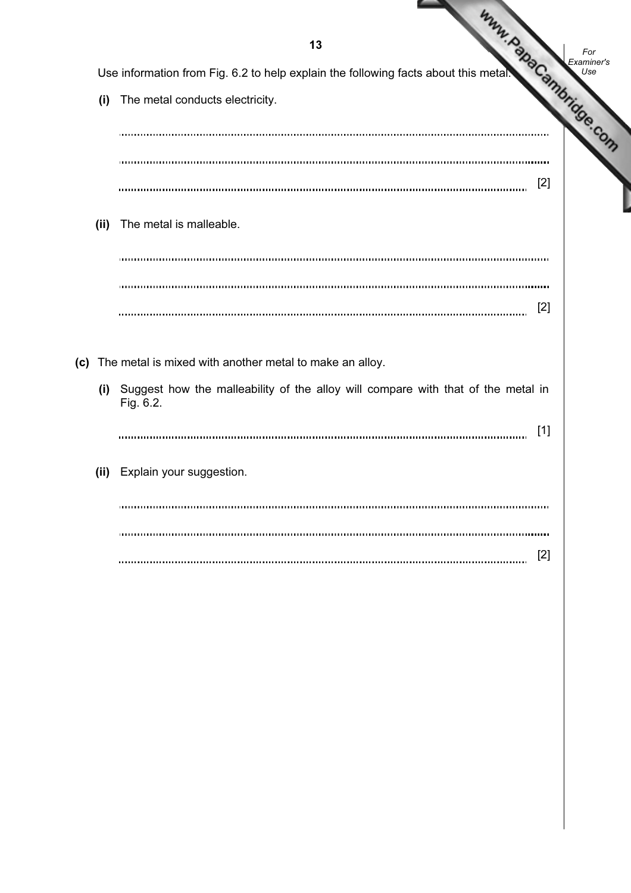Use information from Fig. 6.2 to help explain the following facts about this metal.

**(i)** The metal conducts electricity.

.......................................................................................................................................

.......................................................................................................................................

....................................................................................................................................... [2]

**(ii)** The metal is malleable.

.......................................................................................................................................

.......................................................................................................................................

....................................................................................................................................... [2]

**(c)** The metal is mixed with another metal to make an alloy.

**(i)** Suggest how the malleability of the alloy will compare with that of the metal in Fig. 6.2.

....................................................................................................................................... [1]

**(ii)** Explain your suggestion.

.......................................................................................................................................

.......................................................................................................................................

....................................................................................................................................... [2]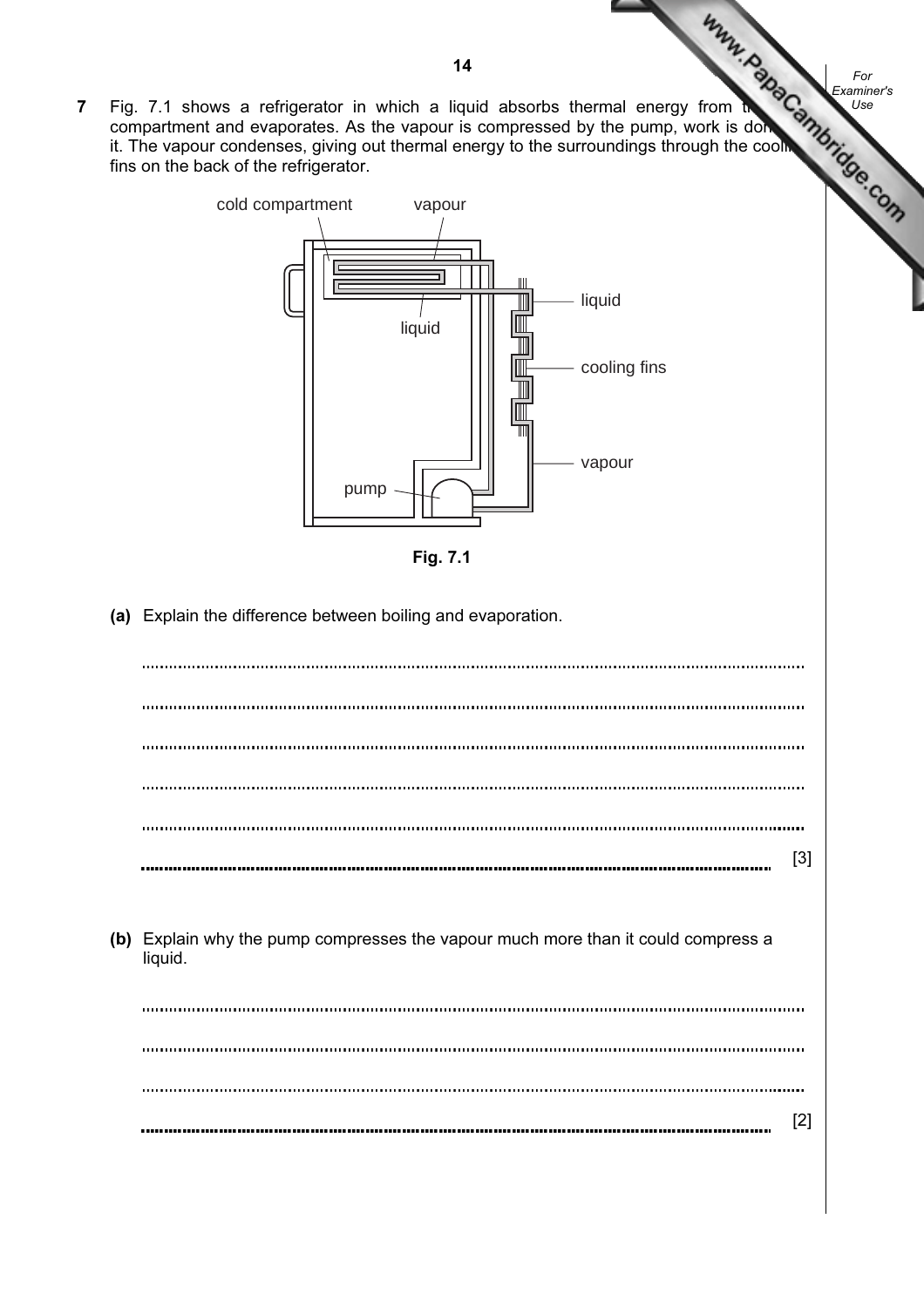**7** Fig. 7.1 shows a refrigerator in which a liquid absorbs thermal energy from the compartment and evaporates. As the vapour is compressed by the pump, work is done on it. The vapour condenses, giving out thermal energy to the surroundings through the cooling fins on the back of the refrigerator.

Fig. 7.1

**(a)** Explain the difference between boiling and evaporation.

.......................................................................................................................................

.......................................................................................................................................

.......................................................................................................................................

.......................................................................................................................................

.......................................................................................................................................

....................................................................................................................................... [3]

**(b)** Explain why the pump compresses the vapour much more than it could compress a liquid.

.......................................................................................................................................

.......................................................................................................................................

.......................................................................................................................................

....................................................................................................................................... [2]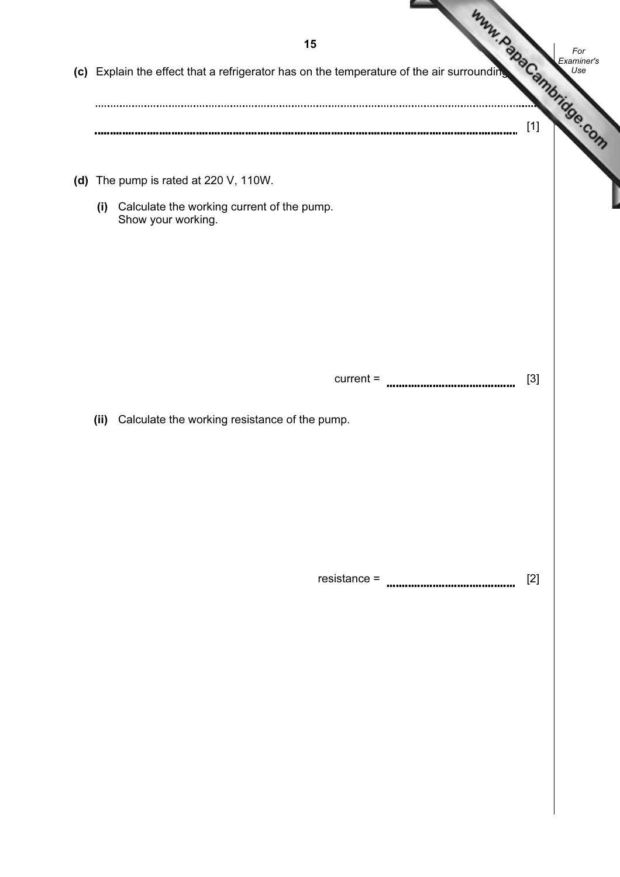**(c)** Explain the effect that a refrigerator has on the temperature of the air surrounding

..................................................................................................................................................

.................................................................................................................................................. [1]

**(d)** The pump is rated at 220 V, 110W.

**(i)** Calculate the working current of the pump.
Show your working.

current = .......................................... [3]

**(ii)** Calculate the working resistance of the pump.

resistance = .......................................... [2]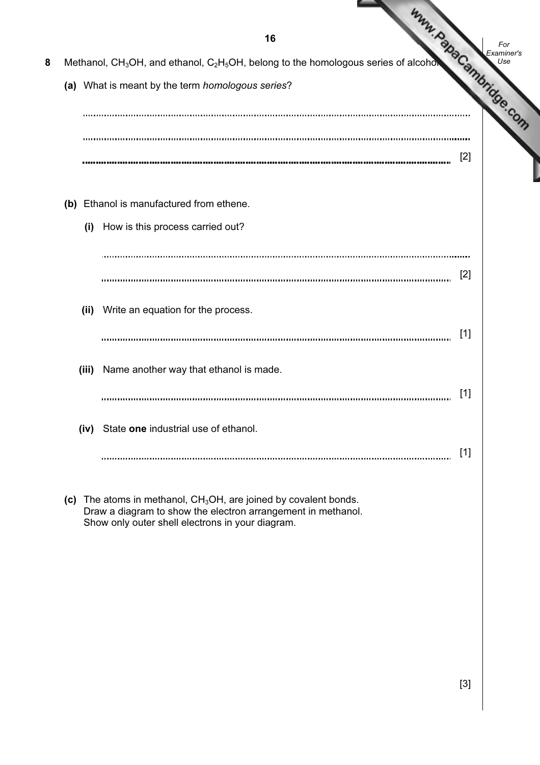8 Methanol, $CH_3OH$, and ethanol, $C_2H_5OH$, belong to the homologous series of alcohols.

(a) What is meant by the term *homologous series*?

.......................................................................................................................................

.......................................................................................................................................

....................................................................................................................................... [2]

(b) Ethanol is manufactured from ethene.

(i) How is this process carried out?

.......................................................................................................................................

....................................................................................................................................... [2]

(ii) Write an equation for the process.

....................................................................................................................................... [1]

(iii) Name another way that ethanol is made.

....................................................................................................................................... [1]

(iv) State **one** industrial use of ethanol.

....................................................................................................................................... [1]

(c) The atoms in methanol, $CH_3OH$, are joined by covalent bonds.
Draw a diagram to show the electron arrangement in methanol.
Show only outer shell electrons in your diagram.

[3]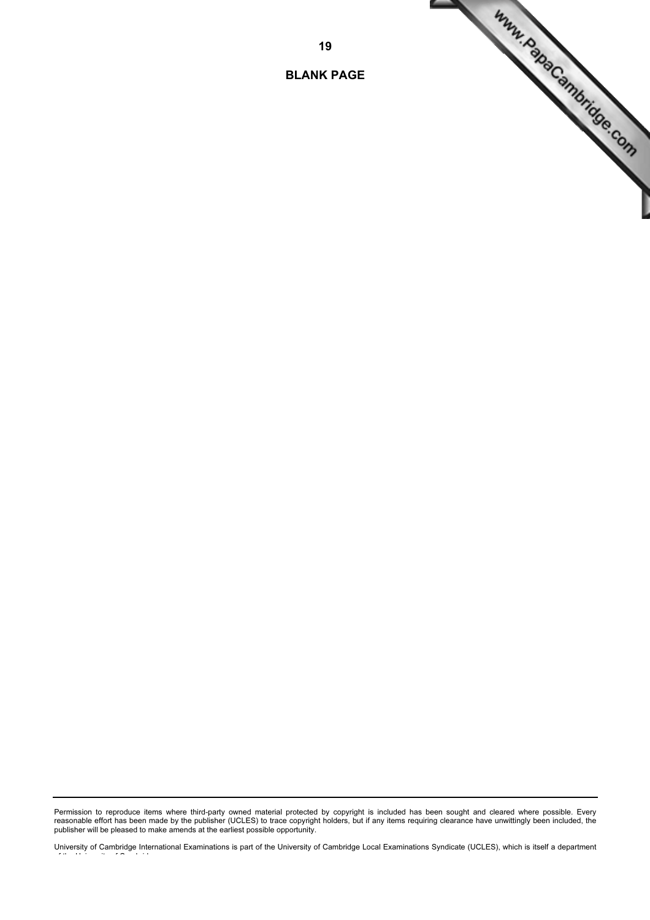**BLANK PAGE**

Permission to reproduce items where third-party owned material protected by copyright is included has been sought and cleared where possible. Every reasonable effort has been made by the publisher (UCLES) to trace copyright holders, but if any items requiring clearance have unwittingly been included, the publisher will be pleased to make amends at the earliest possible opportunity.

University of Cambridge International Examinations is part of the University of Cambridge Local Examinations Syndicate (UCLES), which is itself a department of the University of Cambridge.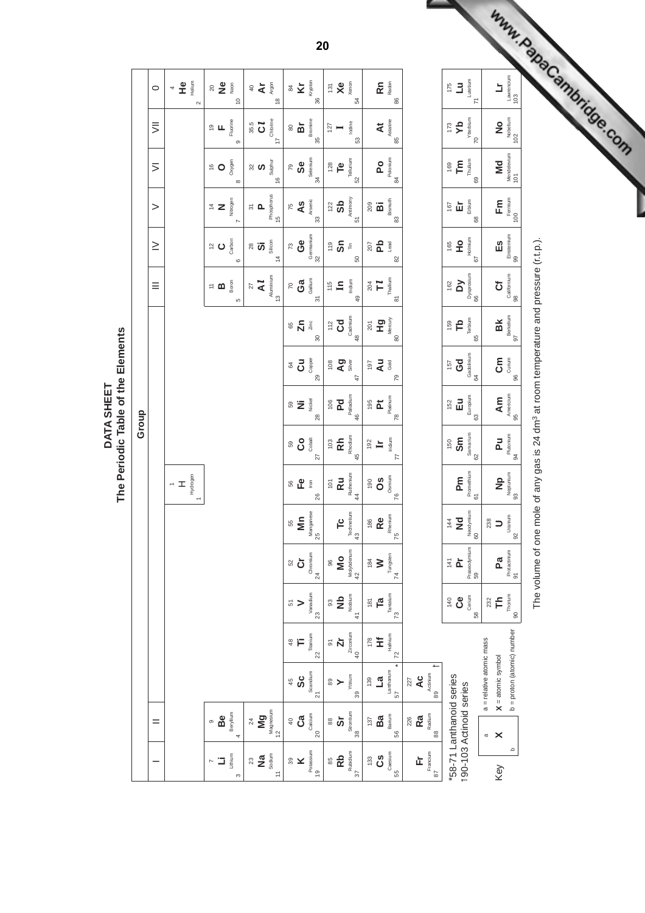# DATA SHEET

## The Periodic Table of the Elements

| I | II | | | | | | | | | | | III | IV | V | VI | VII | 0 |
|---|---|---|---|---|---|---|---|---|---|---|---|---|---|---|---|---|---|
| | | | | | | | 1 H Hydrogen 1 | | | | | | | | | | 4 He Helium 2 |
| 7 Li Lithium 3 | 9 Be Beryllium 4 | | | | | | | | | | | 11 B Boron 5 | 12 C Carbon 6 | 14 N Nitrogen 7 | 16 O Oxygen 8 | 19 F Fluorine 9 | 20 Ne Neon 10 |
| 23 Na Sodium 11 | 24 Mg Magnesium 12 | | | | | | | | | | | 27 Al Aluminium 13 | 28 Si Silicon 14 | 31 P Phosphorus 15 | 32 S Sulphur 16 | 35.5 Cl Chlorine 17 | 40 Ar Argon 18 |
| 39 K Potassium 19 | 40 Ca Calcium 20 | 45 Sc Scandium 21 | 48 Ti Titanium 22 | 51 V Vanadium 23 | 52 Cr Chromium 24 | 55 Mn Manganese 25 | 56 Fe Iron 26 | 59 Co Cobalt 27 | 59 Ni Nickel 28 | 64 Cu Copper 29 | 65 Zn Zinc 30 | 70 Ga Gallium 31 | 73 Ge Germanium 32 | 75 As Arsenic 33 | 79 Se Selenium 34 | 80 Br Bromine 35 | 84 Kr Krypton 36 |
| 85 Rb Rubidium 37 | 88 Sr Strontium 38 | 89 Y Yttrium 39 | 91 Zr Zirconium 40 | 93 Nb Niobium 41 | 96 Mo Molybdenum 42 | Tc Technetium 43 | 101 Ru Ruthenium 44 | 103 Rh Rhodium 45 | 106 Pd Palladium 46 | 108 Ag Silver 47 | 112 Cd Cadmium 48 | 115 In Indium 49 | 119 Sn Tin 50 | 122 Sb Antimony 51 | 128 Te Tellurium 52 | 127 I Iodine 53 | 131 Xe Xenon 54 |
| 133 Cs Caesium 55 | 137 Ba Barium 56 | 139 La Lanthanum 57 * | 178 Hf Hafnium 72 | 181 Ta Tantalum 73 | 184 W Tungsten 74 | 186 Re Rhenium 75 | 190 Os Osmium 76 | 192 Ir Iridium 77 | 195 Pt Platinum 78 | 197 Au Gold 79 | 201 Hg Mercury 80 | 204 Tl Thallium 81 | 207 Pb Lead 82 | 209 Bi Bismuth 83 | Po Polonium 84 | At Astatine 85 | Rn Radon 86 |
| Fr Francium 87 | 226 Ra Radium 88 | 227 Ac Actinium 89 † | | | | | | | | | | | | | | | |

*58-71 Lanthanoid series
†90-103 Actinoid series

| | | | | | | | | | | | | | |
|---|---|---|---|---|---|---|---|---|---|---|---|---|---|
| 140 Ce Cerium 58 | 141 Pr Praseodymium 59 | 144 Nd Neodymium 60 | Pm Promethium 61 | 150 Sm Samarium 62 | 152 Eu Europium 63 | 157 Gd Gadolinium 64 | 159 Tb Terbium 65 | 162 Dy Dysprosium 66 | 165 Ho Holmium 67 | 167 Er Erbium 68 | 169 Tm Thulium 69 | 173 Yb Ytterbium 70 | 175 Lu Lutetium 71 |
| 232 Th Thorium 90 | Pa Protactinium 91 | 238 U Uranium 92 | Np Neptunium 93 | Pu Plutonium 94 | Am Americium 95 | Cm Curium 96 | Bk Berkelium 97 | Cf Californium 98 | Es Einsteinium 99 | Fm Fermium 100 | Md Mendelevium 101 | No Nobelium 102 | Lr Lawrencium 103 |

Key:
a = relative atomic mass
X = atomic symbol
b = proton (atomic) number

The volume of one mole of any gas is 24 dm$^3$ at room temperature and pressure (r.t.p.).